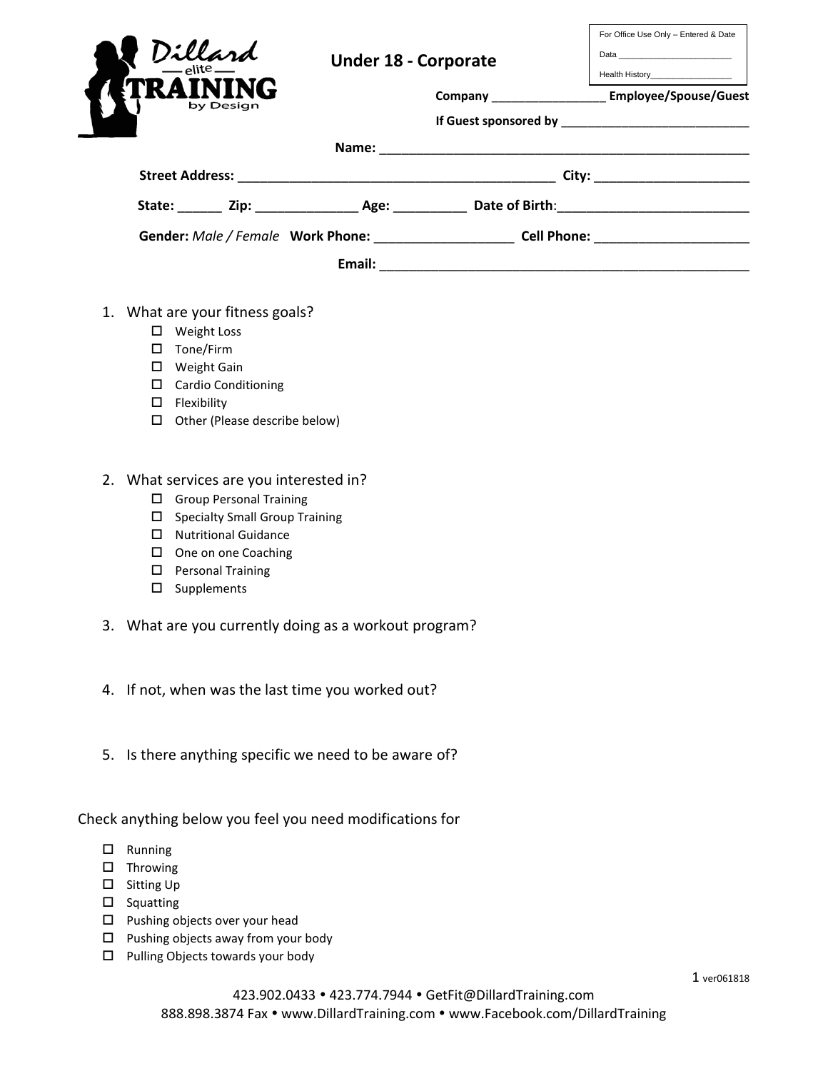Dillard elite TRAINING by Design

# Under 18 - Corporate

For Office Use Only – Entered & Date

Data ________________________

Health History_________________

**Company** _________________ **Employee/Spouse/Guest**

**If Guest sponsored by** ____________________________

**Name:** ______________________________________________________

**Street Address:** ______________________________________________ **City:** ______________________

**State:** ______ **Zip:** ______________ **Age:** __________ **Date of Birth**:___________________________

**Gender:** *Male / Female* **Work Phone:** ___________________ **Cell Phone:** ______________________

**Email:** ______________________________________________________

1. What are your fitness goals?
   - ☐ Weight Loss
   - ☐ Tone/Firm
   - ☐ Weight Gain
   - ☐ Cardio Conditioning
   - ☐ Flexibility
   - ☐ Other (Please describe below)

2. What services are you interested in?
   - ☐ Group Personal Training
   - ☐ Specialty Small Group Training
   - ☐ Nutritional Guidance
   - ☐ One on one Coaching
   - ☐ Personal Training
   - ☐ Supplements

3. What are you currently doing as a workout program?

4. If not, when was the last time you worked out?

5. Is there anything specific we need to be aware of?

Check anything below you feel you need modifications for

- ☐ Running
- ☐ Throwing
- ☐ Sitting Up
- ☐ Squatting
- ☐ Pushing objects over your head
- ☐ Pushing objects away from your body
- ☐ Pulling Objects towards your body

ver061818

423.902.0433 • 423.774.7944 • GetFit@DillardTraining.com
888.898.3874 Fax • www.DillardTraining.com • www.Facebook.com/DillardTraining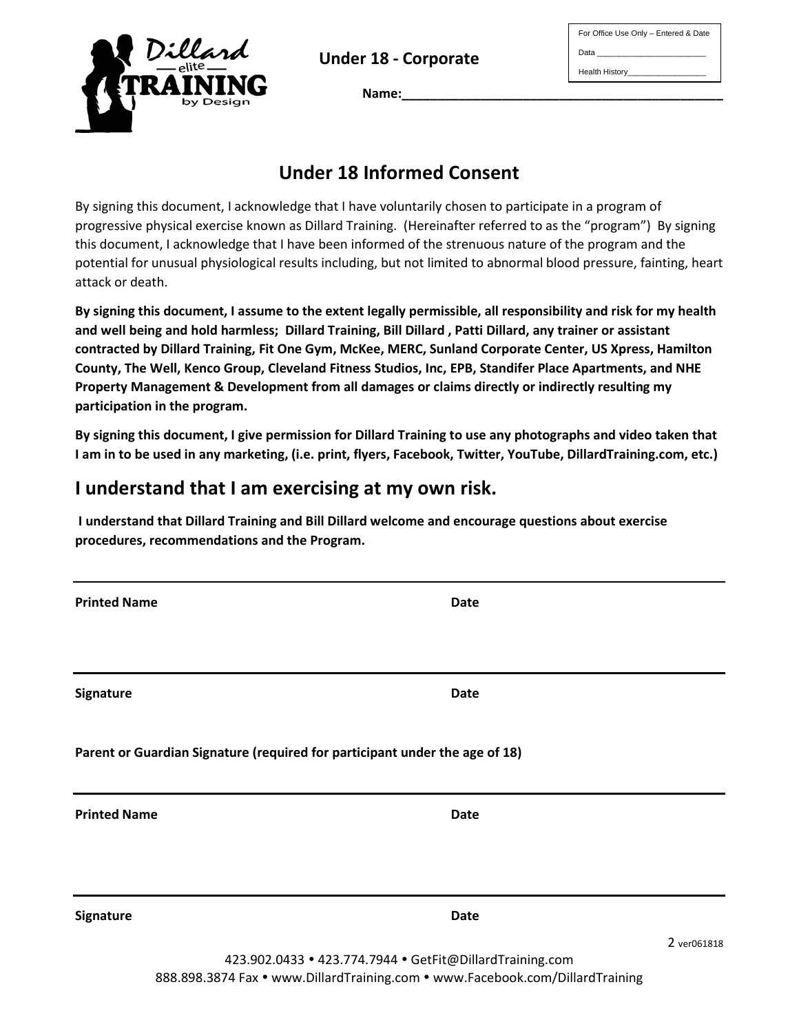For Office Use Only – Entered & Date

Data ________________________

Health History_________________

**Under 18 - Corporate**

**Name:_______________________________________________**

# Under 18 Informed Consent

By signing this document, I acknowledge that I have voluntarily chosen to participate in a program of progressive physical exercise known as Dillard Training. (Hereinafter referred to as the "program") By signing this document, I acknowledge that I have been informed of the strenuous nature of the program and the potential for unusual physiological results including, but not limited to abnormal blood pressure, fainting, heart attack or death.

**By signing this document, I assume to the extent legally permissible, all responsibility and risk for my health and well being and hold harmless; Dillard Training, Bill Dillard , Patti Dillard, any trainer or assistant contracted by Dillard Training, Fit One Gym, McKee, MERC, Sunland Corporate Center, US Xpress, Hamilton County, The Well, Kenco Group, Cleveland Fitness Studios, Inc, EPB, Standifer Place Apartments, and NHE Property Management & Development from all damages or claims directly or indirectly resulting my participation in the program.**

**By signing this document, I give permission for Dillard Training to use any photographs and video taken that I am in to be used in any marketing, (i.e. print, flyers, Facebook, Twitter, YouTube, DillardTraining.com, etc.)**

## I understand that I am exercising at my own risk.

**I understand that Dillard Training and Bill Dillard welcome and encourage questions about exercise procedures, recommendations and the Program.**

_______________________________________________

**Printed Name** **Date**

_______________________________________________

**Signature** **Date**

**Parent or Guardian Signature (required for participant under the age of 18)**

_______________________________________________

**Printed Name** **Date**

_______________________________________________

**Signature** **Date**

ver061818

423.902.0433 • 423.774.7944 • GetFit@DillardTraining.com
888.898.3874 Fax • www.DillardTraining.com • www.Facebook.com/DillardTraining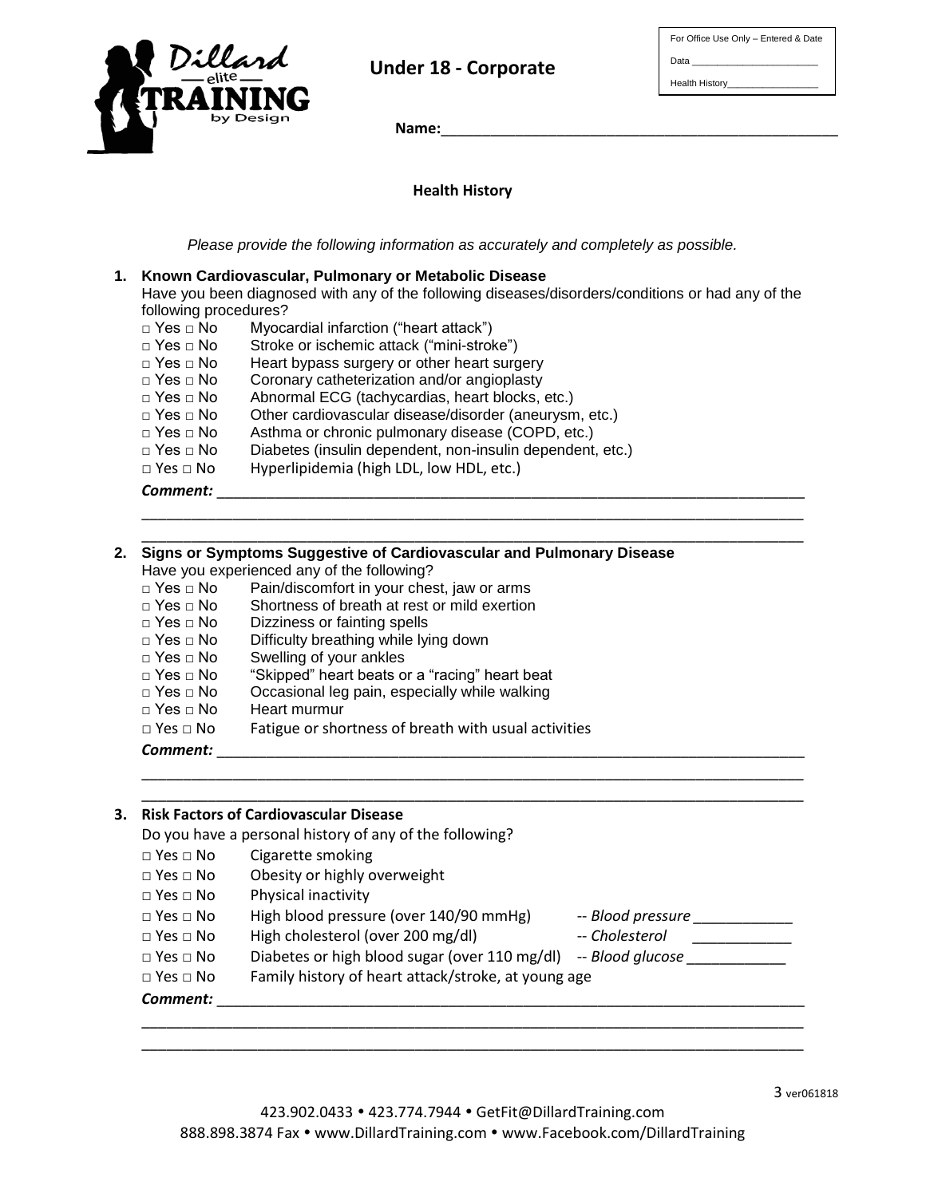**Under 18 - Corporate**

For Office Use Only – Entered & Date

Data ______________________

Health History________________

**Name:**_______________________________________________

## Health History

*Please provide the following information as accurately and completely as possible.*

**1. Known Cardiovascular, Pulmonary or Metabolic Disease**

Have you been diagnosed with any of the following diseases/disorders/conditions or had any of the following procedures?

- □ Yes □ No Myocardial infarction ("heart attack")
- □ Yes □ No Stroke or ischemic attack ("mini-stroke")
- □ Yes □ No Heart bypass surgery or other heart surgery
- □ Yes □ No Coronary catheterization and/or angioplasty
- □ Yes □ No Abnormal ECG (tachycardias, heart blocks, etc.)
- □ Yes □ No Other cardiovascular disease/disorder (aneurysm, etc.)
- □ Yes □ No Asthma or chronic pulmonary disease (COPD, etc.)
- □ Yes □ No Diabetes (insulin dependent, non-insulin dependent, etc.)
- □ Yes □ No Hyperlipidemia (high LDL, low HDL, etc.)

***Comment:*** ______________________________________________________________________

______________________________________________________________________________

______________________________________________________________________________

**2. Signs or Symptoms Suggestive of Cardiovascular and Pulmonary Disease**

Have you experienced any of the following?

- □ Yes □ No Pain/discomfort in your chest, jaw or arms
- □ Yes □ No Shortness of breath at rest or mild exertion
- □ Yes □ No Dizziness or fainting spells
- □ Yes □ No Difficulty breathing while lying down
- □ Yes □ No Swelling of your ankles
- □ Yes □ No "Skipped" heart beats or a "racing" heart beat
- □ Yes □ No Occasional leg pain, especially while walking
- □ Yes □ No Heart murmur
- □ Yes □ No Fatigue or shortness of breath with usual activities

***Comment:*** ______________________________________________________________________

______________________________________________________________________________

______________________________________________________________________________

**3. Risk Factors of Cardiovascular Disease**

Do you have a personal history of any of the following?

- □ Yes □ No Cigarette smoking
- □ Yes □ No Obesity or highly overweight
- □ Yes □ No Physical inactivity
- □ Yes □ No High blood pressure (over 140/90 mmHg) -- *Blood pressure* ____________
- □ Yes □ No High cholesterol (over 200 mg/dl) -- *Cholesterol* ____________
- □ Yes □ No Diabetes or high blood sugar (over 110 mg/dl) -- *Blood glucose* ____________
- □ Yes □ No Family history of heart attack/stroke, at young age

***Comment:*** ______________________________________________________________________

______________________________________________________________________________

______________________________________________________________________________

ver061818

423.902.0433 • 423.774.7944 • GetFit@DillardTraining.com
888.898.3874 Fax • www.DillardTraining.com • www.Facebook.com/DillardTraining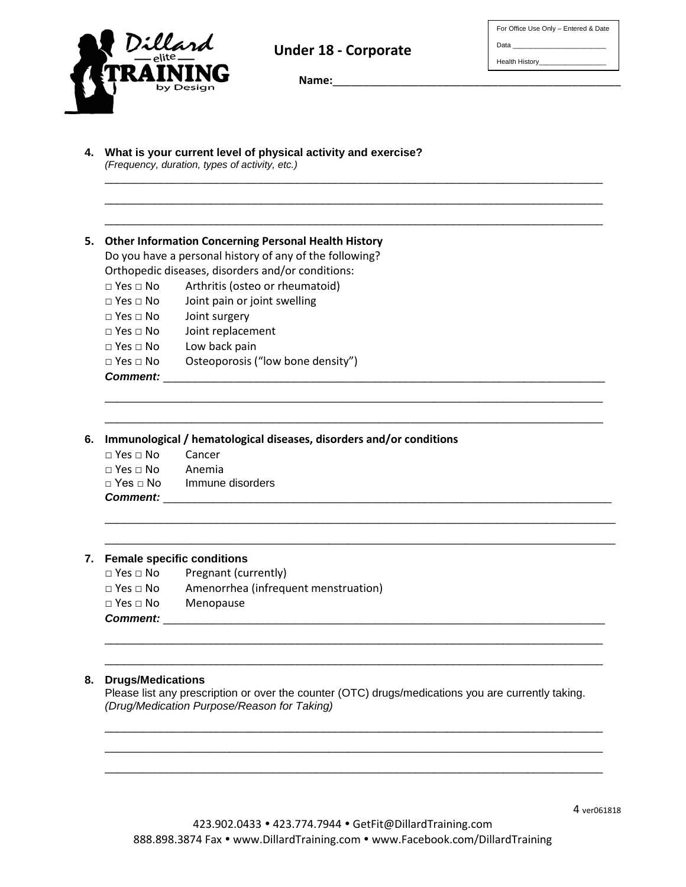**Under 18 - Corporate**

For Office Use Only – Entered & Date

Data ________________________

Health History_________________

**Name:**_______________________________________________

**4. What is your current level of physical activity and exercise?**
*(Frequency, duration, types of activity, etc.)*

___________________________________________________________________________

___________________________________________________________________________

___________________________________________________________________________

**5. Other Information Concerning Personal Health History**

Do you have a personal history of any of the following?

Orthopedic diseases, disorders and/or conditions:

□ Yes □ No  Arthritis (osteo or rheumatoid)
□ Yes □ No  Joint pain or joint swelling
□ Yes □ No  Joint surgery
□ Yes □ No  Joint replacement
□ Yes □ No  Low back pain
□ Yes □ No  Osteoporosis ("low bone density")

***Comment:*** ____________________________________________________________________

___________________________________________________________________________

___________________________________________________________________________

**6. Immunological / hematological diseases, disorders and/or conditions**

□ Yes □ No  Cancer
□ Yes □ No  Anemia
□ Yes □ No  Immune disorders

***Comment:*** ____________________________________________________________________

___________________________________________________________________________

___________________________________________________________________________

**7. Female specific conditions**

□ Yes □ No  Pregnant (currently)
□ Yes □ No  Amenorrhea (infrequent menstruation)
□ Yes □ No  Menopause

***Comment:*** ____________________________________________________________________

___________________________________________________________________________

___________________________________________________________________________

**8. Drugs/Medications**

Please list any prescription or over the counter (OTC) drugs/medications you are currently taking.
*(Drug/Medication Purpose/Reason for Taking)*

___________________________________________________________________________

___________________________________________________________________________

___________________________________________________________________________

ver061818

423.902.0433 • 423.774.7944 • GetFit@DillardTraining.com
888.898.3874 Fax • www.DillardTraining.com • www.Facebook.com/DillardTraining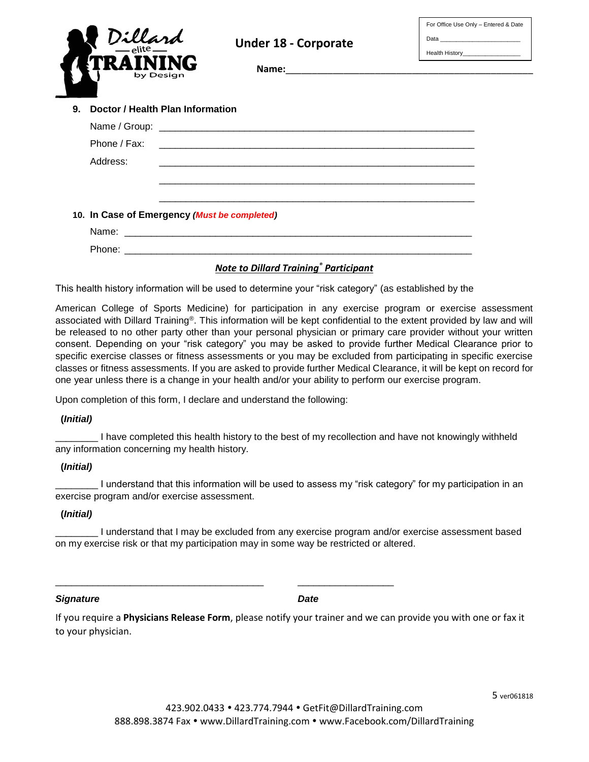Dillard elite TRAINING by Design

**Under 18 - Corporate**

For Office Use Only – Entered & Date
Data ________________________
Health History________________

**Name:**_____________________________________________

**9. Doctor / Health Plan Information**

Name / Group: ____________________________________________________________

Phone / Fax: ____________________________________________________________

Address: ____________________________________________________________

____________________________________________________________

____________________________________________________________

**10. In Case of Emergency *(Must be completed)***

Name: ____________________________________________________________________

Phone: ____________________________________________________________________

***Note to Dillard Training® Participant***

This health history information will be used to determine your "risk category" (as established by the American College of Sports Medicine) for participation in any exercise program or exercise assessment associated with Dillard Training®. This information will be kept confidential to the extent provided by law and will be released to no other party other than your personal physician or primary care provider without your written consent. Depending on your "risk category" you may be asked to provide further Medical Clearance prior to specific exercise classes or fitness assessments or you may be excluded from participating in specific exercise classes or fitness assessments. If you are asked to provide further Medical Clearance, it will be kept on record for one year unless there is a change in your health and/or your ability to perform our exercise program.

Upon completion of this form, I declare and understand the following:

**(*Initial*)**

________ I have completed this health history to the best of my recollection and have not knowingly withheld any information concerning my health history.

**(*Initial*)**

________ I understand that this information will be used to assess my "risk category" for my participation in an exercise program and/or exercise assessment.

**(*Initial*)**

________ I understand that I may be excluded from any exercise program and/or exercise assessment based on my exercise risk or that my participation may in some way be restricted or altered.

________________________________________ __________________

***Signature*** ***Date***

If you require a **Physicians Release Form**, please notify your trainer and we can provide you with one or fax it to your physician.

ver061818

423.902.0433 • 423.774.7944 • GetFit@DillardTraining.com
888.898.3874 Fax • www.DillardTraining.com • www.Facebook.com/DillardTraining